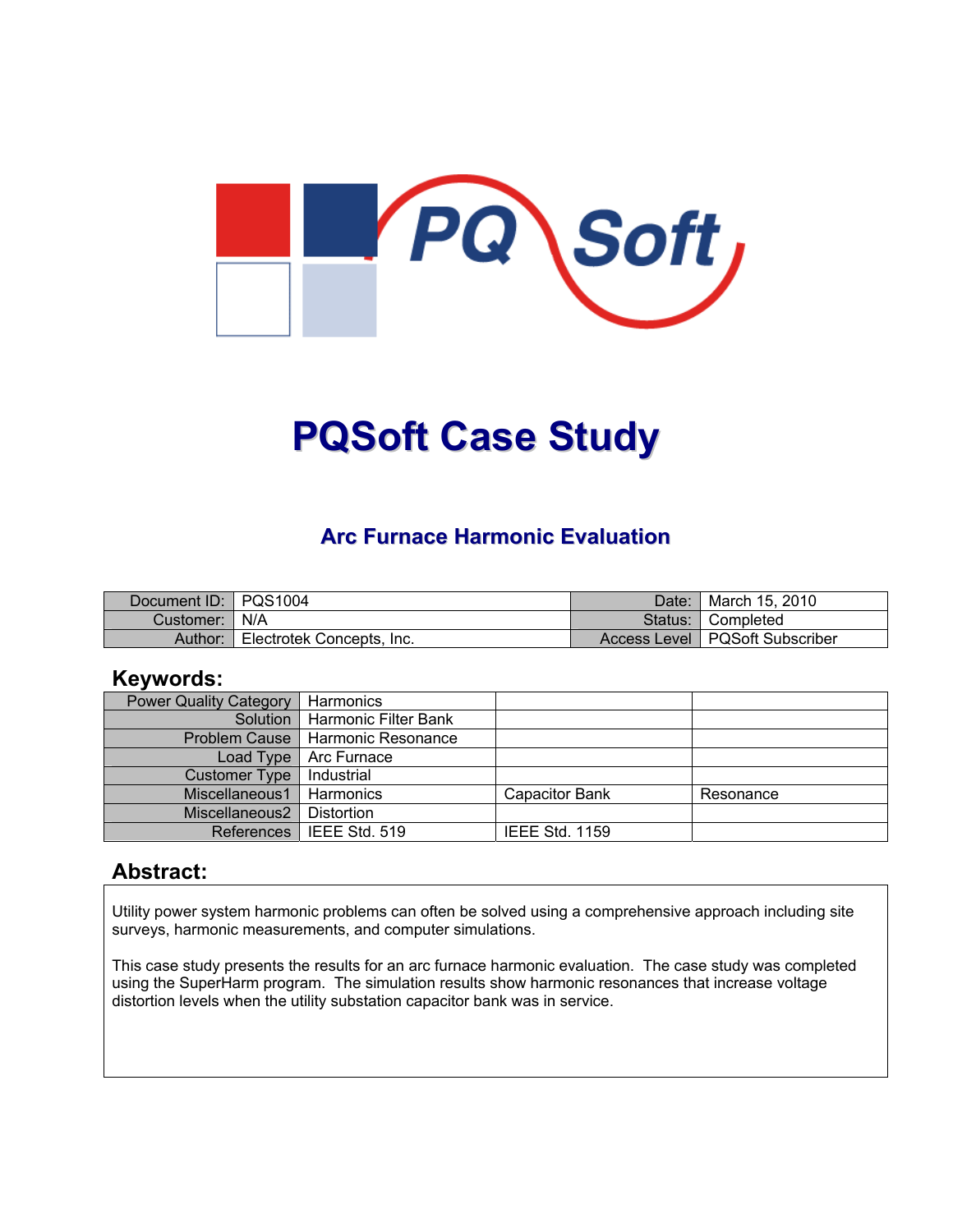# PQSoft Case Study

## Arc Furnace Harmonic Evaluation

| Document ID: | PQS1004 | Date: | March 15, 2010 |
|---|---|---|---|
| Customer: | N/A | Status: | Completed |
| Author: | Electrotek Concepts, Inc. | Access Level | PQSoft Subscriber |

## Keywords:

| Power Quality Category | Harmonics | | |
|---|---|---|---|
| Solution | Harmonic Filter Bank | | |
| Problem Cause | Harmonic Resonance | | |
| Load Type | Arc Furnace | | |
| Customer Type | Industrial | | |
| Miscellaneous1 | Harmonics | Capacitor Bank | Resonance |
| Miscellaneous2 | Distortion | | |
| References | IEEE Std. 519 | IEEE Std. 1159 | |

## Abstract:

Utility power system harmonic problems can often be solved using a comprehensive approach including site surveys, harmonic measurements, and computer simulations.

This case study presents the results for an arc furnace harmonic evaluation. The case study was completed using the SuperHarm program. The simulation results show harmonic resonances that increase voltage distortion levels when the utility substation capacitor bank was in service.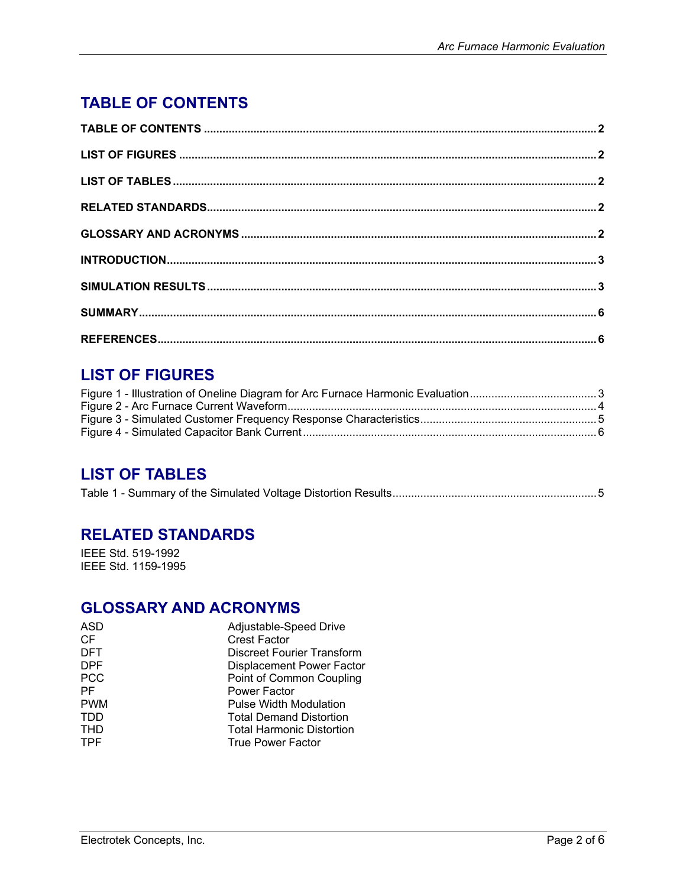# TABLE OF CONTENTS

**TABLE OF CONTENTS** .......... **2**

**LIST OF FIGURES** .......... **2**

**LIST OF TABLES** .......... **2**

**RELATED STANDARDS** .......... **2**

**GLOSSARY AND ACRONYMS** .......... **2**

**INTRODUCTION** .......... **3**

**SIMULATION RESULTS** .......... **3**

**SUMMARY** .......... **6**

**REFERENCES** .......... **6**

# LIST OF FIGURES

Figure 1 - Illustration of Oneline Diagram for Arc Furnace Harmonic Evaluation .......... 3
Figure 2 - Arc Furnace Current Waveform .......... 4
Figure 3 - Simulated Customer Frequency Response Characteristics .......... 5
Figure 4 - Simulated Capacitor Bank Current .......... 6

# LIST OF TABLES

Table 1 - Summary of the Simulated Voltage Distortion Results .......... 5

# RELATED STANDARDS

IEEE Std. 519-1992
IEEE Std. 1159-1995

# GLOSSARY AND ACRONYMS

| | |
|---|---|
| ASD | Adjustable-Speed Drive |
| CF | Crest Factor |
| DFT | Discreet Fourier Transform |
| DPF | Displacement Power Factor |
| PCC | Point of Common Coupling |
| PF | Power Factor |
| PWM | Pulse Width Modulation |
| TDD | Total Demand Distortion |
| THD | Total Harmonic Distortion |
| TPF | True Power Factor |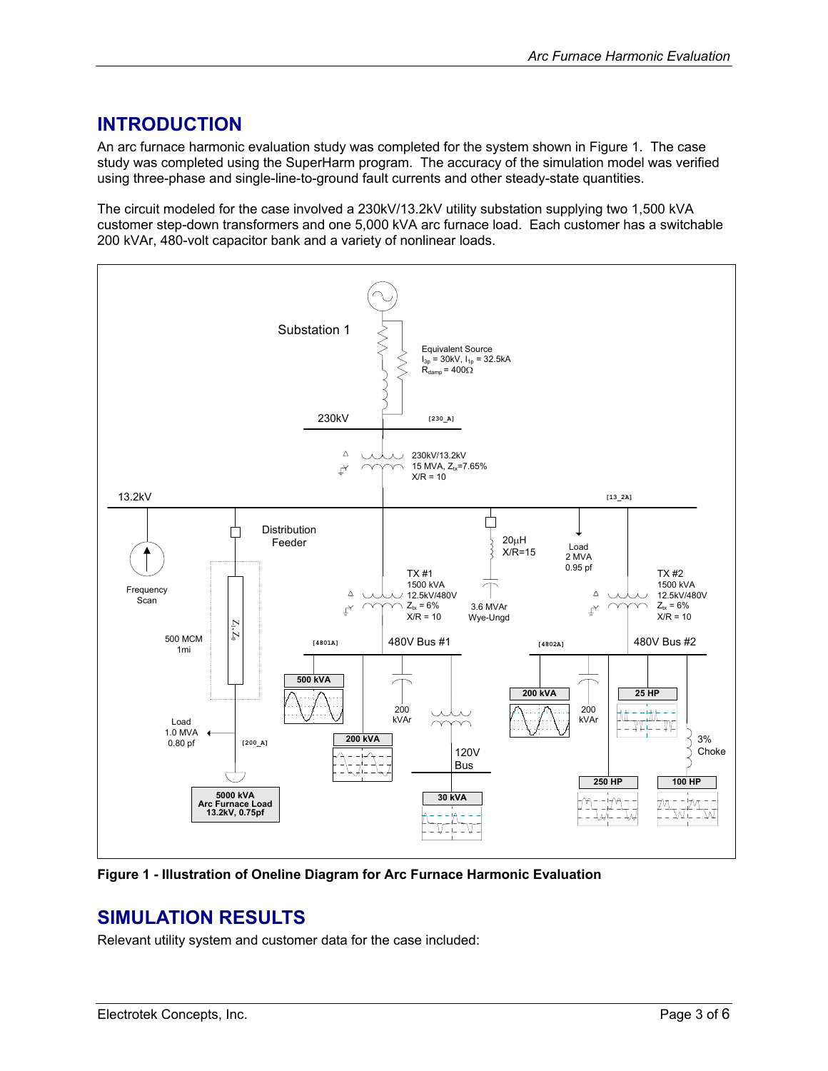## INTRODUCTION

An arc furnace harmonic evaluation study was completed for the system shown in Figure 1. The case study was completed using the SuperHarm program. The accuracy of the simulation model was verified using three-phase and single-line-to-ground fault currents and other steady-state quantities.

The circuit modeled for the case involved a 230kV/13.2kV utility substation supplying two 1,500 kVA customer step-down transformers and one 5,000 kVA arc furnace load. Each customer has a switchable 200 kVAr, 480-volt capacitor bank and a variety of nonlinear loads.

**Figure 1 - Illustration of Oneline Diagram for Arc Furnace Harmonic Evaluation**

## SIMULATION RESULTS

Relevant utility system and customer data for the case included: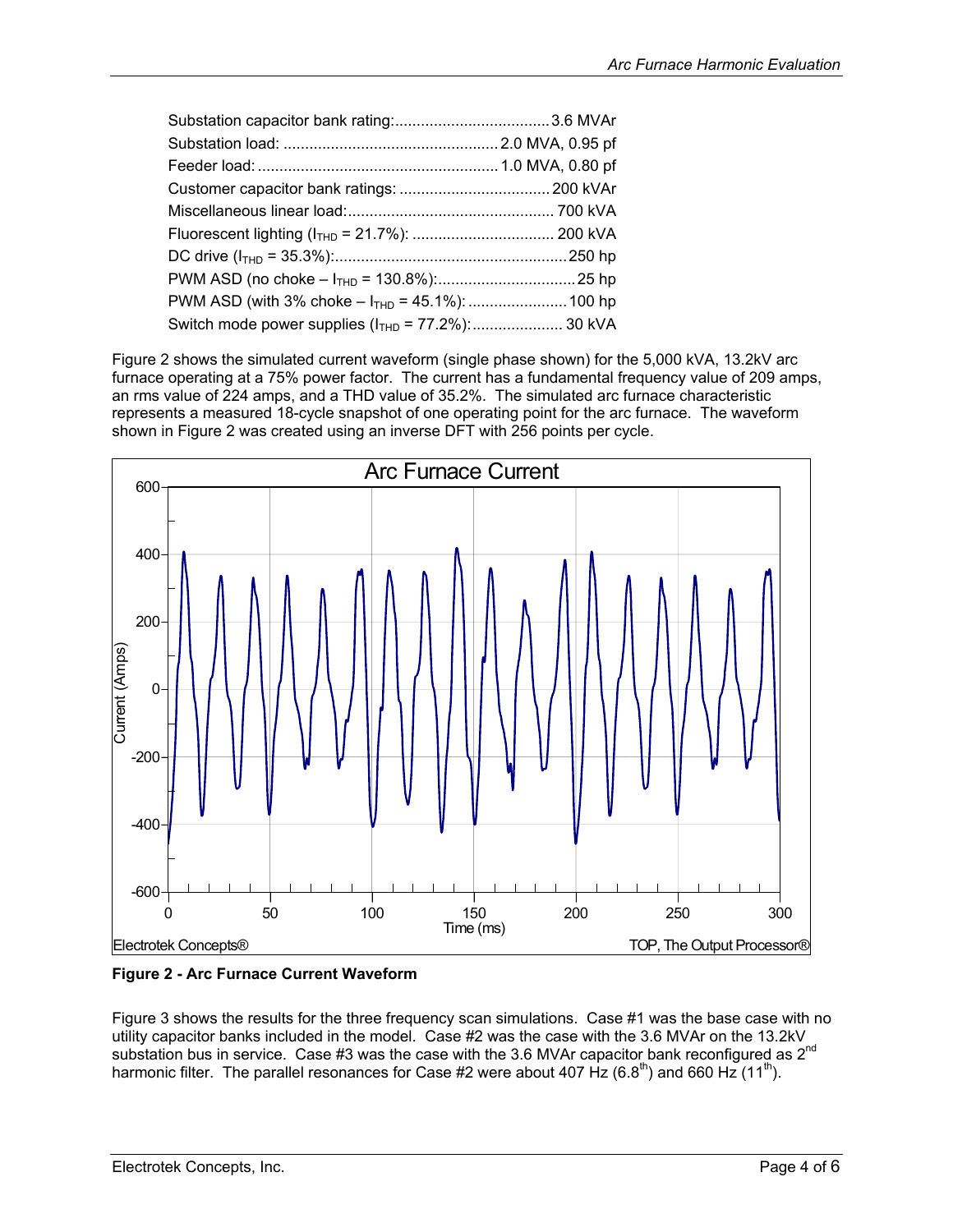| Parameter | Value |
| --- | --- |
| Substation capacitor bank rating: | 3.6 MVAr |
| Substation load: | 2.0 MVA, 0.95 pf |
| Feeder load: | 1.0 MVA, 0.80 pf |
| Customer capacitor bank ratings: | 200 kVAr |
| Miscellaneous linear load: | 700 kVA |
| Fluorescent lighting ($I_{THD}$ = 21.7%): | 200 kVA |
| DC drive ($I_{THD}$ = 35.3%): | 250 hp |
| PWM ASD (no choke – $I_{THD}$ = 130.8%): | 25 hp |
| PWM ASD (with 3% choke – $I_{THD}$ = 45.1%): | 100 hp |
| Switch mode power supplies ($I_{THD}$ = 77.2%): | 30 kVA |

Figure 2 shows the simulated current waveform (single phase shown) for the 5,000 kVA, 13.2kV arc furnace operating at a 75% power factor. The current has a fundamental frequency value of 209 amps, an rms value of 224 amps, and a THD value of 35.2%. The simulated arc furnace characteristic represents a measured 18-cycle snapshot of one operating point for the arc furnace. The waveform shown in Figure 2 was created using an inverse DFT with 256 points per cycle.

**Figure 2 - Arc Furnace Current Waveform**

Figure 3 shows the results for the three frequency scan simulations. Case #1 was the base case with no utility capacitor banks included in the model. Case #2 was the case with the 3.6 MVAr on the 13.2kV substation bus in service. Case #3 was the case with the 3.6 MVAr capacitor bank reconfigured as 2nd harmonic filter. The parallel resonances for Case #2 were about 407 Hz (6.8th) and 660 Hz (11th).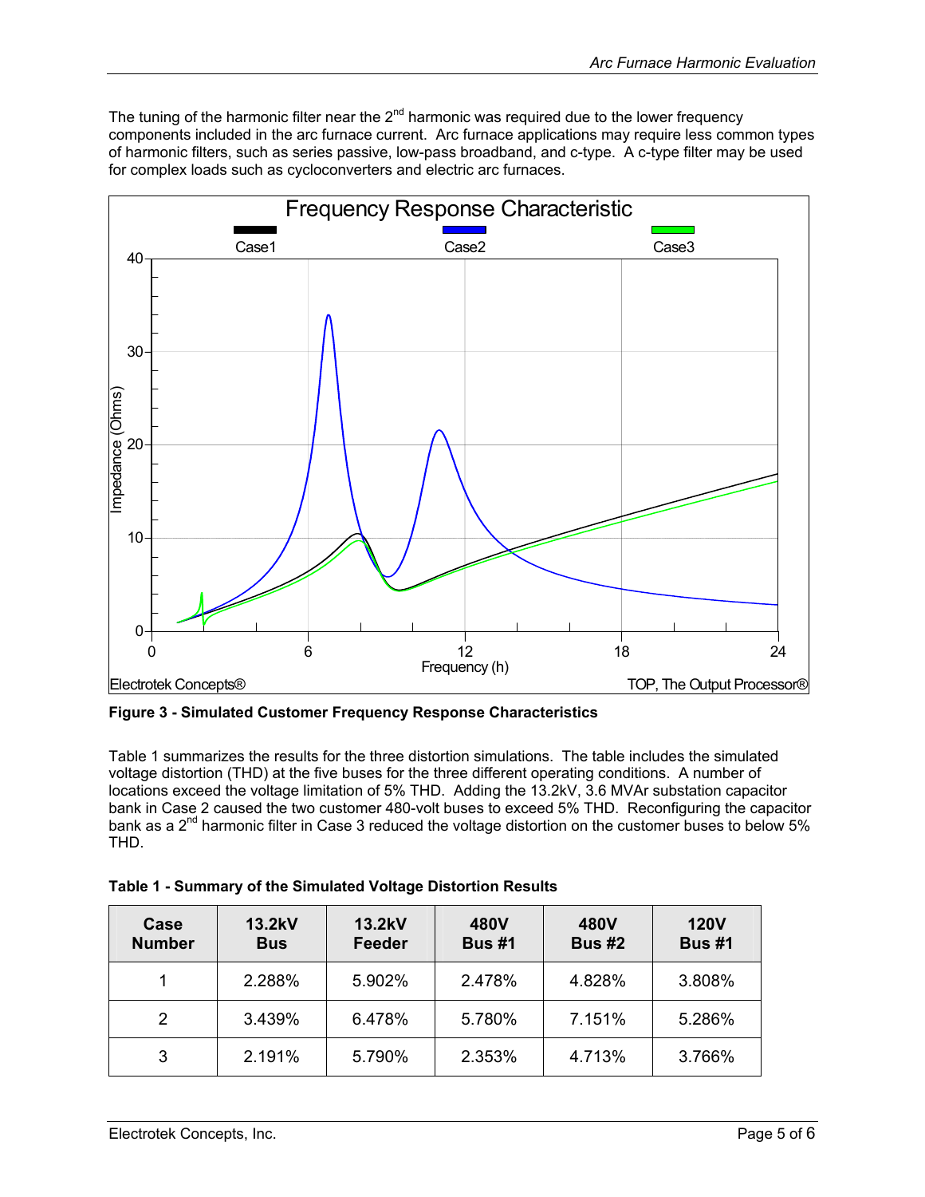The tuning of the harmonic filter near the 2nd harmonic was required due to the lower frequency components included in the arc furnace current. Arc furnace applications may require less common types of harmonic filters, such as series passive, low-pass broadband, and c-type. A c-type filter may be used for complex loads such as cycloconverters and electric arc furnaces.

**Figure 3 - Simulated Customer Frequency Response Characteristics**

Table 1 summarizes the results for the three distortion simulations. The table includes the simulated voltage distortion (THD) at the five buses for the three different operating conditions. A number of locations exceed the voltage limitation of 5% THD. Adding the 13.2kV, 3.6 MVAr substation capacitor bank in Case 2 caused the two customer 480-volt buses to exceed 5% THD. Reconfiguring the capacitor bank as a 2nd harmonic filter in Case 3 reduced the voltage distortion on the customer buses to below 5% THD.

**Table 1 - Summary of the Simulated Voltage Distortion Results**

| Case Number | 13.2kV Bus | 13.2kV Feeder | 480V Bus #1 | 480V Bus #2 | 120V Bus #1 |
|---|---|---|---|---|---|
| 1 | 2.288% | 5.902% | 2.478% | 4.828% | 3.808% |
| 2 | 3.439% | 6.478% | 5.780% | 7.151% | 5.286% |
| 3 | 2.191% | 5.790% | 2.353% | 4.713% | 3.766% |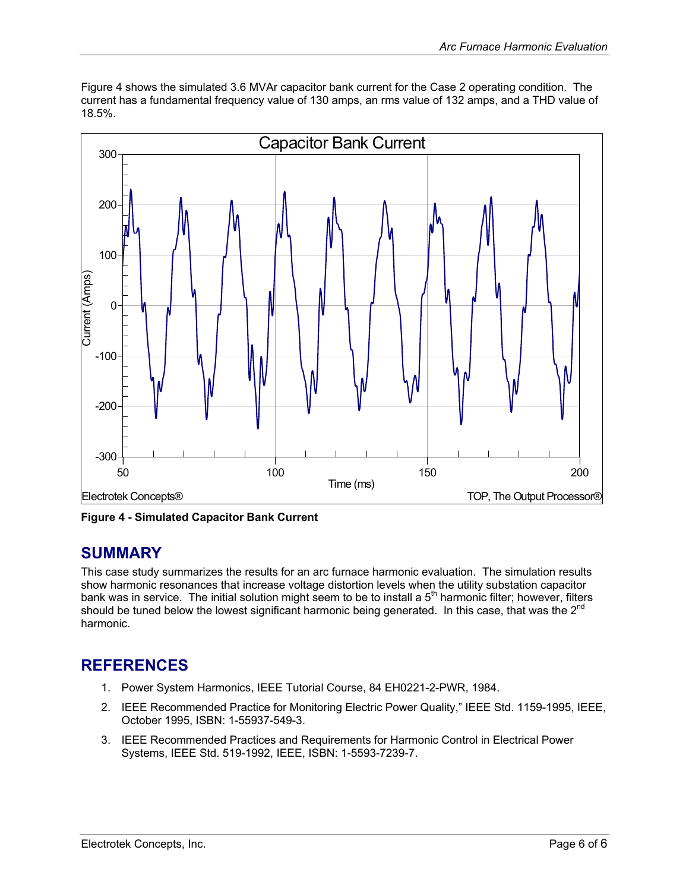Figure 4 shows the simulated 3.6 MVAr capacitor bank current for the Case 2 operating condition. The current has a fundamental frequency value of 130 amps, an rms value of 132 amps, and a THD value of 18.5%.

Capacitor Bank Current

Current (Amps)

300
200
100
0
-100
-200
-300

50
100
150
200

Time (ms)

Electrotek Concepts®

TOP, The Output Processor®

**Figure 4 - Simulated Capacitor Bank Current**

## SUMMARY

This case study summarizes the results for an arc furnace harmonic evaluation. The simulation results show harmonic resonances that increase voltage distortion levels when the utility substation capacitor bank was in service. The initial solution might seem to be to install a 5th harmonic filter; however, filters should be tuned below the lowest significant harmonic being generated. In this case, that was the 2nd harmonic.

## REFERENCES

1. Power System Harmonics, IEEE Tutorial Course, 84 EH0221-2-PWR, 1984.
2. IEEE Recommended Practice for Monitoring Electric Power Quality," IEEE Std. 1159-1995, IEEE, October 1995, ISBN: 1-55937-549-3.
3. IEEE Recommended Practices and Requirements for Harmonic Control in Electrical Power Systems, IEEE Std. 519-1992, IEEE, ISBN: 1-5593-7239-7.